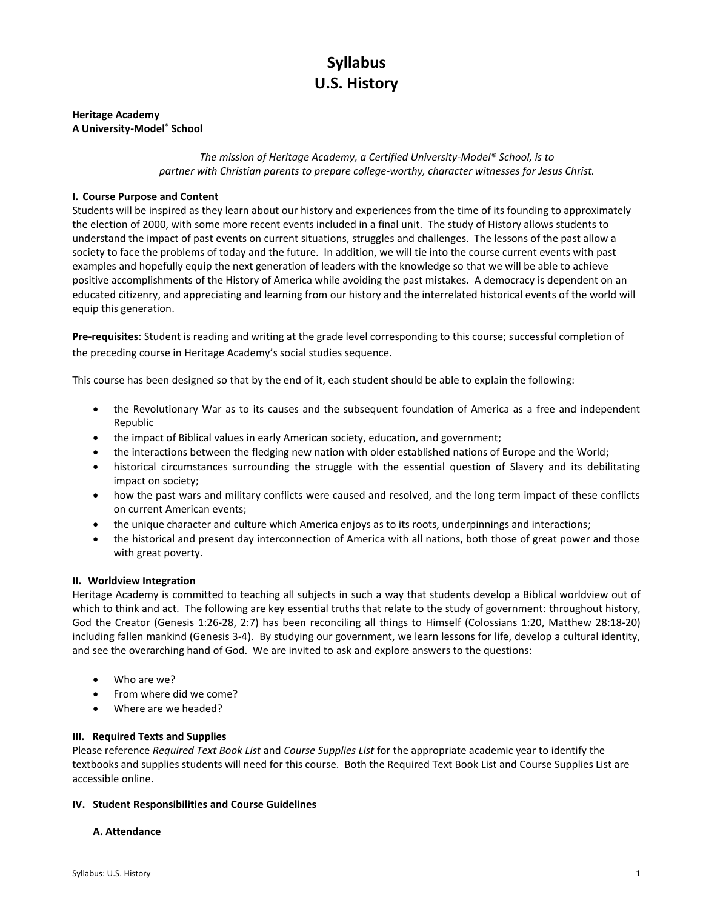# Syllabus
# U.S. History

**Heritage Academy**
**A University-Model® School**

*The mission of Heritage Academy, a Certified University-Model® School, is to partner with Christian parents to prepare college-worthy, character witnesses for Jesus Christ.*

### I. Course Purpose and Content

Students will be inspired as they learn about our history and experiences from the time of its founding to approximately the election of 2000, with some more recent events included in a final unit. The study of History allows students to understand the impact of past events on current situations, struggles and challenges. The lessons of the past allow a society to face the problems of today and the future. In addition, we will tie into the course current events with past examples and hopefully equip the next generation of leaders with the knowledge so that we will be able to achieve positive accomplishments of the History of America while avoiding the past mistakes. A democracy is dependent on an educated citizenry, and appreciating and learning from our history and the interrelated historical events of the world will equip this generation.

**Pre-requisites**: Student is reading and writing at the grade level corresponding to this course; successful completion of the preceding course in Heritage Academy's social studies sequence.

This course has been designed so that by the end of it, each student should be able to explain the following:

- the Revolutionary War as to its causes and the subsequent foundation of America as a free and independent Republic
- the impact of Biblical values in early American society, education, and government;
- the interactions between the fledging new nation with older established nations of Europe and the World;
- historical circumstances surrounding the struggle with the essential question of Slavery and its debilitating impact on society;
- how the past wars and military conflicts were caused and resolved, and the long term impact of these conflicts on current American events;
- the unique character and culture which America enjoys as to its roots, underpinnings and interactions;
- the historical and present day interconnection of America with all nations, both those of great power and those with great poverty.

### II. Worldview Integration

Heritage Academy is committed to teaching all subjects in such a way that students develop a Biblical worldview out of which to think and act. The following are key essential truths that relate to the study of government: throughout history, God the Creator (Genesis 1:26-28, 2:7) has been reconciling all things to Himself (Colossians 1:20, Matthew 28:18-20) including fallen mankind (Genesis 3-4). By studying our government, we learn lessons for life, develop a cultural identity, and see the overarching hand of God. We are invited to ask and explore answers to the questions:

- Who are we?
- From where did we come?
- Where are we headed?

### III. Required Texts and Supplies

Please reference *Required Text Book List* and *Course Supplies List* for the appropriate academic year to identify the textbooks and supplies students will need for this course. Both the Required Text Book List and Course Supplies List are accessible online.

### IV. Student Responsibilities and Course Guidelines

#### A. Attendance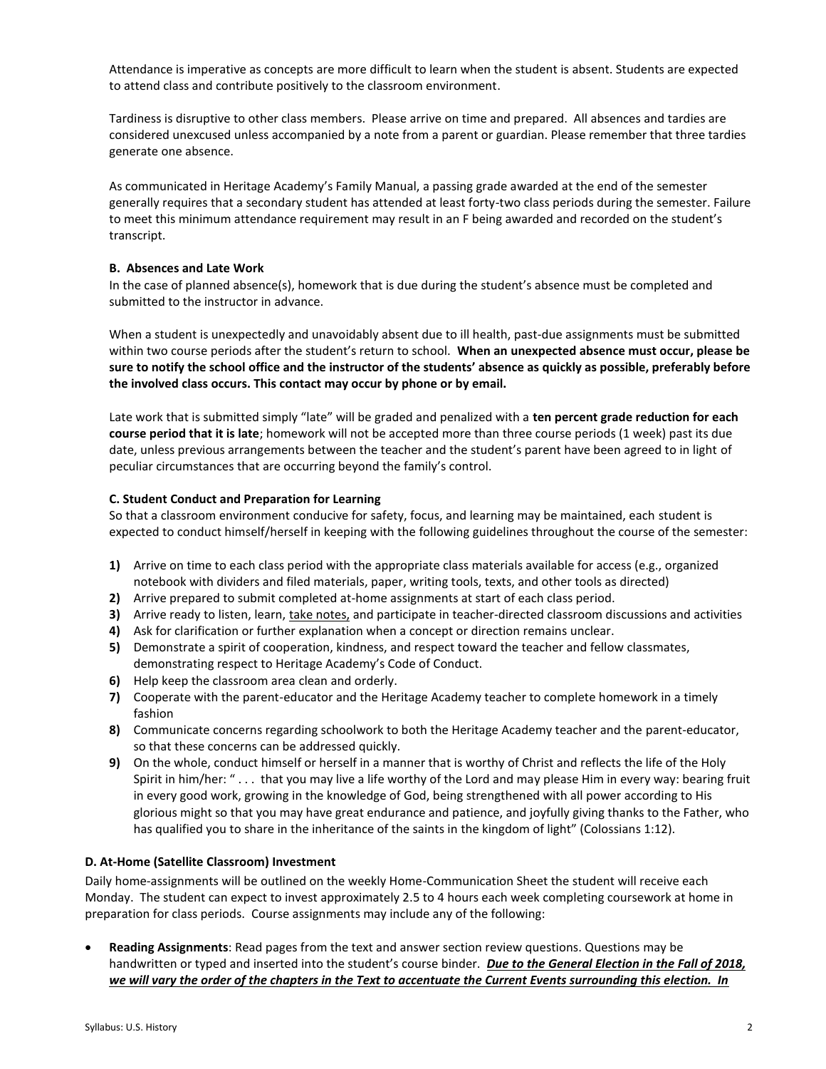Attendance is imperative as concepts are more difficult to learn when the student is absent. Students are expected to attend class and contribute positively to the classroom environment.

Tardiness is disruptive to other class members. Please arrive on time and prepared. All absences and tardies are considered unexcused unless accompanied by a note from a parent or guardian. Please remember that three tardies generate one absence.

As communicated in Heritage Academy's Family Manual, a passing grade awarded at the end of the semester generally requires that a secondary student has attended at least forty-two class periods during the semester. Failure to meet this minimum attendance requirement may result in an F being awarded and recorded on the student's transcript.

#### B. Absences and Late Work

In the case of planned absence(s), homework that is due during the student's absence must be completed and submitted to the instructor in advance.

When a student is unexpectedly and unavoidably absent due to ill health, past-due assignments must be submitted within two course periods after the student's return to school. **When an unexpected absence must occur, please be sure to notify the school office and the instructor of the students' absence as quickly as possible, preferably before the involved class occurs. This contact may occur by phone or by email.**

Late work that is submitted simply "late" will be graded and penalized with a **ten percent grade reduction for each course period that it is late**; homework will not be accepted more than three course periods (1 week) past its due date, unless previous arrangements between the teacher and the student's parent have been agreed to in light of peculiar circumstances that are occurring beyond the family's control.

#### C. Student Conduct and Preparation for Learning

So that a classroom environment conducive for safety, focus, and learning may be maintained, each student is expected to conduct himself/herself in keeping with the following guidelines throughout the course of the semester:

1) Arrive on time to each class period with the appropriate class materials available for access (e.g., organized notebook with dividers and filed materials, paper, writing tools, texts, and other tools as directed)
2) Arrive prepared to submit completed at-home assignments at start of each class period.
3) Arrive ready to listen, learn, <u>take notes,</u> and participate in teacher-directed classroom discussions and activities
4) Ask for clarification or further explanation when a concept or direction remains unclear.
5) Demonstrate a spirit of cooperation, kindness, and respect toward the teacher and fellow classmates, demonstrating respect to Heritage Academy's Code of Conduct.
6) Help keep the classroom area clean and orderly.
7) Cooperate with the parent-educator and the Heritage Academy teacher to complete homework in a timely fashion
8) Communicate concerns regarding schoolwork to both the Heritage Academy teacher and the parent-educator, so that these concerns can be addressed quickly.
9) On the whole, conduct himself or herself in a manner that is worthy of Christ and reflects the life of the Holy Spirit in him/her: " . . . that you may live a life worthy of the Lord and may please Him in every way: bearing fruit in every good work, growing in the knowledge of God, being strengthened with all power according to His glorious might so that you may have great endurance and patience, and joyfully giving thanks to the Father, who has qualified you to share in the inheritance of the saints in the kingdom of light" (Colossians 1:12).

### D. At-Home (Satellite Classroom) Investment

Daily home-assignments will be outlined on the weekly Home-Communication Sheet the student will receive each Monday. The student can expect to invest approximately 2.5 to 4 hours each week completing coursework at home in preparation for class periods. Course assignments may include any of the following:

- **Reading Assignments**: Read pages from the text and answer section review questions. Questions may be handwritten or typed and inserted into the student's course binder. ***<u>Due to the General Election in the Fall of 2018, we will vary the order of the chapters in the Text to accentuate the Current Events surrounding this election. In</u>***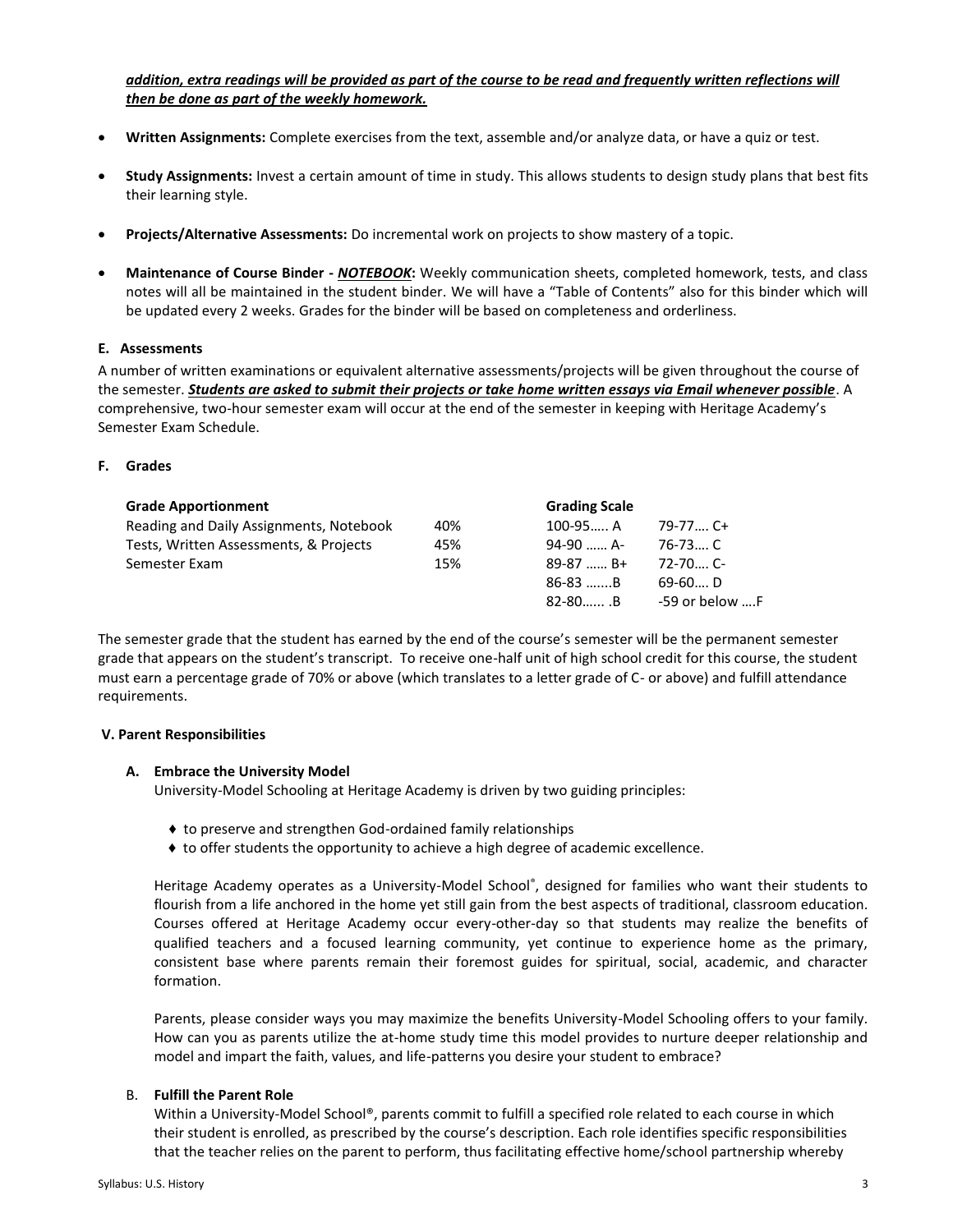***addition, extra readings will be provided as part of the course to be read and frequently written reflections will then be done as part of the weekly homework.***

- **Written Assignments:** Complete exercises from the text, assemble and/or analyze data, or have a quiz or test.
- **Study Assignments:** Invest a certain amount of time in study. This allows students to design study plans that best fits their learning style.
- **Projects/Alternative Assessments:** Do incremental work on projects to show mastery of a topic.
- **Maintenance of Course Binder - *NOTEBOOK*:** Weekly communication sheets, completed homework, tests, and class notes will all be maintained in the student binder. We will have a "Table of Contents" also for this binder which will be updated every 2 weeks. Grades for the binder will be based on completeness and orderliness.

### E. Assessments

A number of written examinations or equivalent alternative assessments/projects will be given throughout the course of the semester. ***Students are asked to submit their projects or take home written essays via Email whenever possible***. A comprehensive, two-hour semester exam will occur at the end of the semester in keeping with Heritage Academy's Semester Exam Schedule.

### F. Grades

| Grade Apportionment | |
|---|---|
| Reading and Daily Assignments, Notebook | 40% |
| Tests, Written Assessments, & Projects | 45% |
| Semester Exam | 15% |

| Grading Scale | |
|---|---|
| 100-95….. A | 79-77…. C+ |
| 94-90 …… A- | 76-73…. C |
| 89-87 …… B+ | 72-70…. C- |
| 86-83 …….B | 69-60…. D |
| 82-80…… .B | -59 or below ….F |

The semester grade that the student has earned by the end of the course's semester will be the permanent semester grade that appears on the student's transcript. To receive one-half unit of high school credit for this course, the student must earn a percentage grade of 70% or above (which translates to a letter grade of C- or above) and fulfill attendance requirements.

## V. Parent Responsibilities

### A. Embrace the University Model

University-Model Schooling at Heritage Academy is driven by two guiding principles:

- ♦ to preserve and strengthen God-ordained family relationships
- ♦ to offer students the opportunity to achieve a high degree of academic excellence.

Heritage Academy operates as a University-Model School®, designed for families who want their students to flourish from a life anchored in the home yet still gain from the best aspects of traditional, classroom education. Courses offered at Heritage Academy occur every-other-day so that students may realize the benefits of qualified teachers and a focused learning community, yet continue to experience home as the primary, consistent base where parents remain their foremost guides for spiritual, social, academic, and character formation.

Parents, please consider ways you may maximize the benefits University-Model Schooling offers to your family. How can you as parents utilize the at-home study time this model provides to nurture deeper relationship and model and impart the faith, values, and life-patterns you desire your student to embrace?

### B. Fulfill the Parent Role

Within a University-Model School®, parents commit to fulfill a specified role related to each course in which their student is enrolled, as prescribed by the course's description. Each role identifies specific responsibilities that the teacher relies on the parent to perform, thus facilitating effective home/school partnership whereby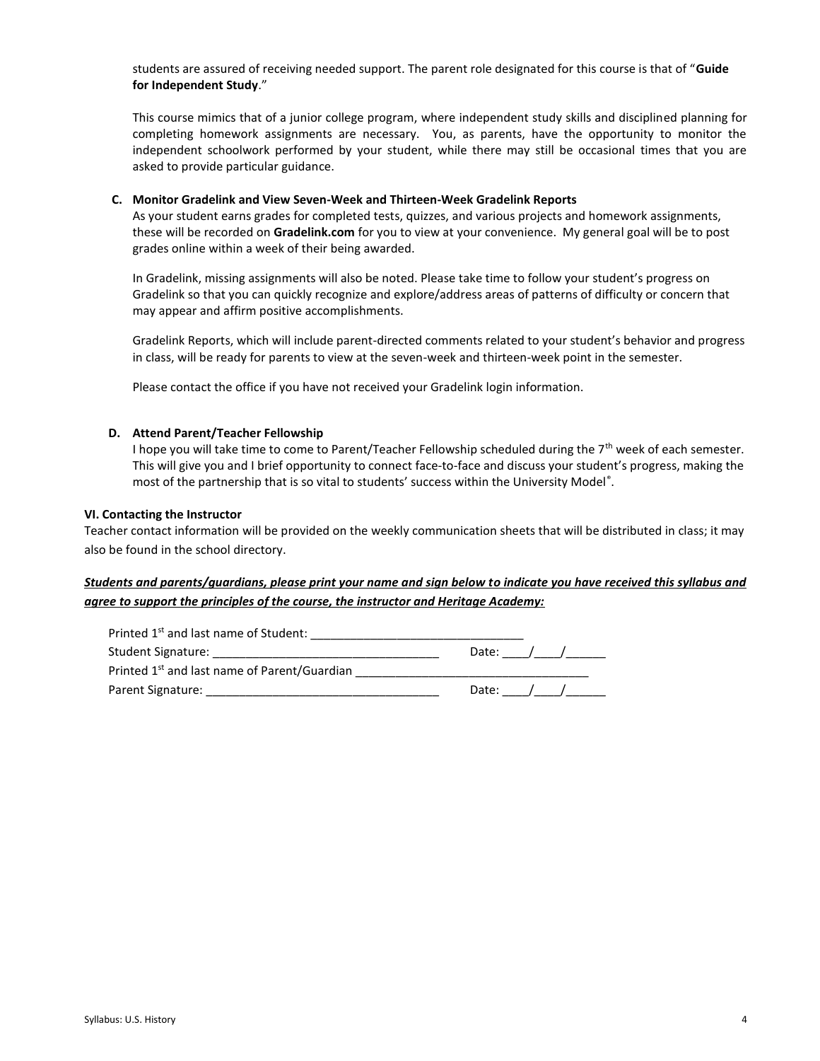students are assured of receiving needed support. The parent role designated for this course is that of "**Guide for Independent Study**."

This course mimics that of a junior college program, where independent study skills and disciplined planning for completing homework assignments are necessary. You, as parents, have the opportunity to monitor the independent schoolwork performed by your student, while there may still be occasional times that you are asked to provide particular guidance.

**C. Monitor Gradelink and View Seven-Week and Thirteen-Week Gradelink Reports**

As your student earns grades for completed tests, quizzes, and various projects and homework assignments, these will be recorded on **Gradelink.com** for you to view at your convenience. My general goal will be to post grades online within a week of their being awarded.

In Gradelink, missing assignments will also be noted. Please take time to follow your student's progress on Gradelink so that you can quickly recognize and explore/address areas of patterns of difficulty or concern that may appear and affirm positive accomplishments.

Gradelink Reports, which will include parent-directed comments related to your student's behavior and progress in class, will be ready for parents to view at the seven-week and thirteen-week point in the semester.

Please contact the office if you have not received your Gradelink login information.

**D. Attend Parent/Teacher Fellowship**

I hope you will take time to come to Parent/Teacher Fellowship scheduled during the 7th week of each semester. This will give you and I brief opportunity to connect face-to-face and discuss your student's progress, making the most of the partnership that is so vital to students' success within the University Model®.

**VI. Contacting the Instructor**

Teacher contact information will be provided on the weekly communication sheets that will be distributed in class; it may also be found in the school directory.

***Students and parents/guardians, please print your name and sign below to indicate you have received this syllabus and agree to support the principles of the course, the instructor and Heritage Academy:***

Printed 1st and last name of Student: _______________________________

Student Signature: __________________________________ Date: ____/____/______

Printed 1st and last name of Parent/Guardian ___________________________________

Parent Signature: ___________________________________ Date: ____/____/______